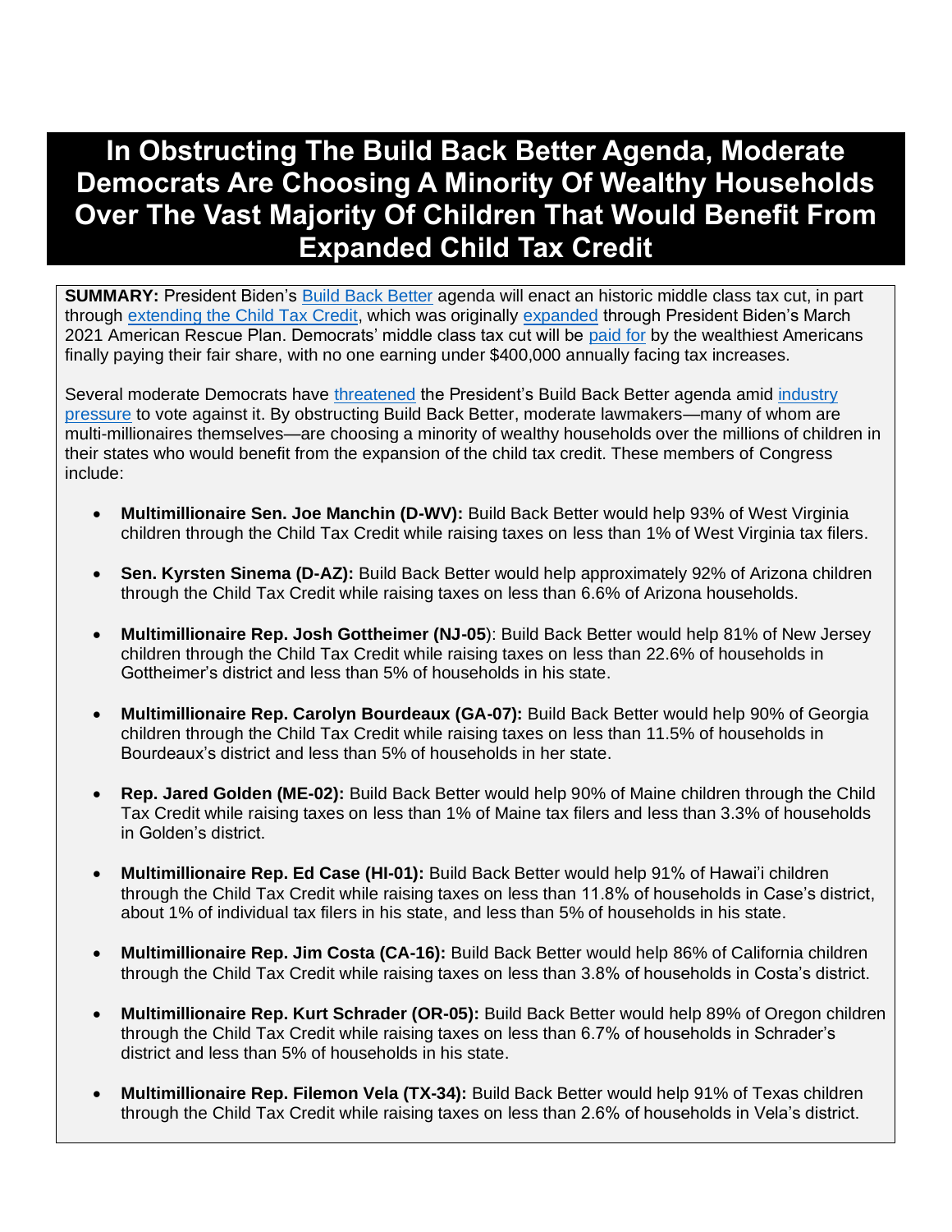# In Obstructing The Build Back Better Agenda, Moderate Democrats Are Choosing A Minority Of Wealthy Households Over The Vast Majority Of Children That Would Benefit From Expanded Child Tax Credit

**SUMMARY:** President Biden's Build Back Better agenda will enact an historic middle class tax cut, in part through extending the Child Tax Credit, which was originally expanded through President Biden's March 2021 American Rescue Plan. Democrats' middle class tax cut will be paid for by the wealthiest Americans finally paying their fair share, with no one earning under $400,000 annually facing tax increases.

Several moderate Democrats have threatened the President's Build Back Better agenda amid industry pressure to vote against it. By obstructing Build Back Better, moderate lawmakers—many of whom are multi-millionaires themselves—are choosing a minority of wealthy households over the millions of children in their states who would benefit from the expansion of the child tax credit. These members of Congress include:

- **Multimillionaire Sen. Joe Manchin (D-WV):** Build Back Better would help 93% of West Virginia children through the Child Tax Credit while raising taxes on less than 1% of West Virginia tax filers.
- **Sen. Kyrsten Sinema (D-AZ):** Build Back Better would help approximately 92% of Arizona children through the Child Tax Credit while raising taxes on less than 6.6% of Arizona households.
- **Multimillionaire Rep. Josh Gottheimer (NJ-05**): Build Back Better would help 81% of New Jersey children through the Child Tax Credit while raising taxes on less than 22.6% of households in Gottheimer's district and less than 5% of households in his state.
- **Multimillionaire Rep. Carolyn Bourdeaux (GA-07):** Build Back Better would help 90% of Georgia children through the Child Tax Credit while raising taxes on less than 11.5% of households in Bourdeaux's district and less than 5% of households in her state.
- **Rep. Jared Golden (ME-02):** Build Back Better would help 90% of Maine children through the Child Tax Credit while raising taxes on less than 1% of Maine tax filers and less than 3.3% of households in Golden's district.
- **Multimillionaire Rep. Ed Case (HI-01):** Build Back Better would help 91% of Hawai'i children through the Child Tax Credit while raising taxes on less than 11.8% of households in Case's district, about 1% of individual tax filers in his state, and less than 5% of households in his state.
- **Multimillionaire Rep. Jim Costa (CA-16):** Build Back Better would help 86% of California children through the Child Tax Credit while raising taxes on less than 3.8% of households in Costa's district.
- **Multimillionaire Rep. Kurt Schrader (OR-05):** Build Back Better would help 89% of Oregon children through the Child Tax Credit while raising taxes on less than 6.7% of households in Schrader's district and less than 5% of households in his state.
- **Multimillionaire Rep. Filemon Vela (TX-34):** Build Back Better would help 91% of Texas children through the Child Tax Credit while raising taxes on less than 2.6% of households in Vela's district.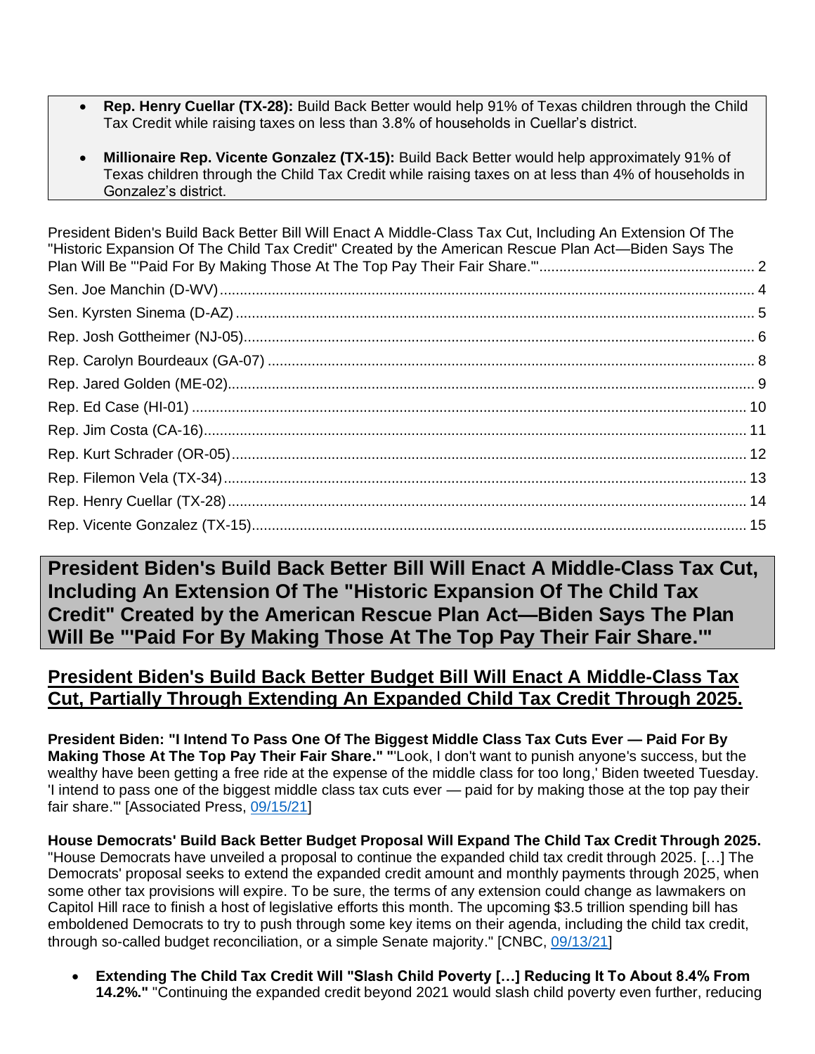- **Rep. Henry Cuellar (TX-28):** Build Back Better would help 91% of Texas children through the Child Tax Credit while raising taxes on less than 3.8% of households in Cuellar's district.

- **Millionaire Rep. Vicente Gonzalez (TX-15):** Build Back Better would help approximately 91% of Texas children through the Child Tax Credit while raising taxes on at less than 4% of households in Gonzalez's district.

President Biden's Build Back Better Bill Will Enact A Middle-Class Tax Cut, Including An Extension Of The "Historic Expansion Of The Child Tax Credit" Created by the American Rescue Plan Act—Biden Says The Plan Will Be "'Paid For By Making Those At The Top Pay Their Fair Share.'" ..... 2
Sen. Joe Manchin (D-WV) ..... 4
Sen. Kyrsten Sinema (D-AZ) ..... 5
Rep. Josh Gottheimer (NJ-05) ..... 6
Rep. Carolyn Bourdeaux (GA-07) ..... 8
Rep. Jared Golden (ME-02) ..... 9
Rep. Ed Case (HI-01) ..... 10
Rep. Jim Costa (CA-16) ..... 11
Rep. Kurt Schrader (OR-05) ..... 12
Rep. Filemon Vela (TX-34) ..... 13
Rep. Henry Cuellar (TX-28) ..... 14
Rep. Vicente Gonzalez (TX-15) ..... 15

# President Biden's Build Back Better Bill Will Enact A Middle-Class Tax Cut, Including An Extension Of The "Historic Expansion Of The Child Tax Credit" Created by the American Rescue Plan Act—Biden Says The Plan Will Be "'Paid For By Making Those At The Top Pay Their Fair Share.'"

## President Biden's Build Back Better Budget Bill Will Enact A Middle-Class Tax Cut, Partially Through Extending An Expanded Child Tax Credit Through 2025.

**President Biden: "I Intend To Pass One Of The Biggest Middle Class Tax Cuts Ever — Paid For By Making Those At The Top Pay Their Fair Share." "**'Look, I don't want to punish anyone's success, but the wealthy have been getting a free ride at the expense of the middle class for too long,' Biden tweeted Tuesday. 'I intend to pass one of the biggest middle class tax cuts ever — paid for by making those at the top pay their fair share.'" [Associated Press, 09/15/21]

**House Democrats' Build Back Better Budget Proposal Will Expand The Child Tax Credit Through 2025.** "House Democrats have unveiled a proposal to continue the expanded child tax credit through 2025. […] The Democrats' proposal seeks to extend the expanded credit amount and monthly payments through 2025, when some other tax provisions will expire. To be sure, the terms of any extension could change as lawmakers on Capitol Hill race to finish a host of legislative efforts this month. The upcoming $3.5 trillion spending bill has emboldened Democrats to try to push through some key items on their agenda, including the child tax credit, through so-called budget reconciliation, or a simple Senate majority." [CNBC, 09/13/21]

- **Extending The Child Tax Credit Will "Slash Child Poverty […] Reducing It To About 8.4% From 14.2%."** "Continuing the expanded credit beyond 2021 would slash child poverty even further, reducing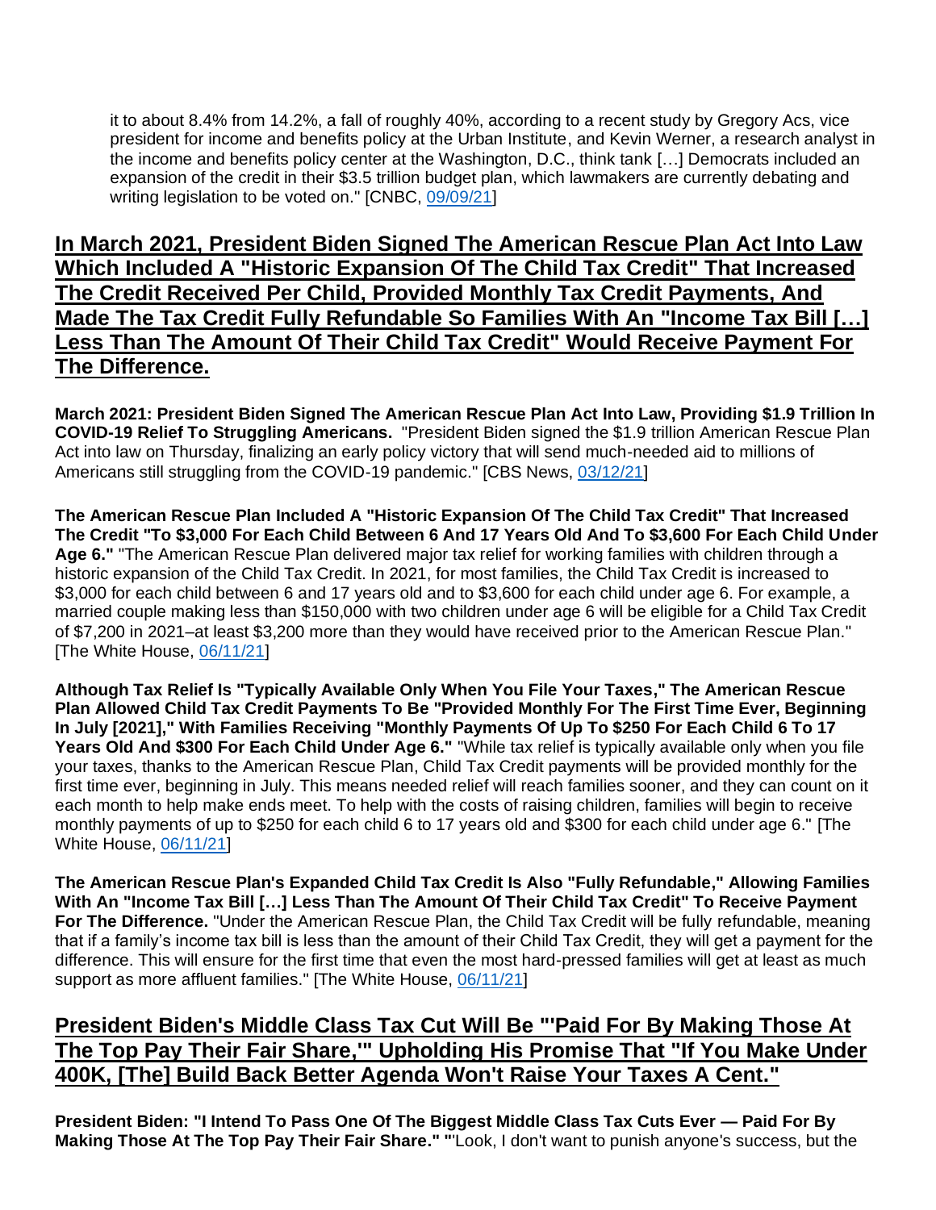it to about 8.4% from 14.2%, a fall of roughly 40%, according to a recent study by Gregory Acs, vice president for income and benefits policy at the Urban Institute, and Kevin Werner, a research analyst in the income and benefits policy center at the Washington, D.C., think tank […] Democrats included an expansion of the credit in their $3.5 trillion budget plan, which lawmakers are currently debating and writing legislation to be voted on." [CNBC, 09/09/21]

## In March 2021, President Biden Signed The American Rescue Plan Act Into Law Which Included A "Historic Expansion Of The Child Tax Credit" That Increased The Credit Received Per Child, Provided Monthly Tax Credit Payments, And Made The Tax Credit Fully Refundable So Families With An "Income Tax Bill […] Less Than The Amount Of Their Child Tax Credit" Would Receive Payment For The Difference.

**March 2021: President Biden Signed The American Rescue Plan Act Into Law, Providing $1.9 Trillion In COVID-19 Relief To Struggling Americans.** "President Biden signed the $1.9 trillion American Rescue Plan Act into law on Thursday, finalizing an early policy victory that will send much-needed aid to millions of Americans still struggling from the COVID-19 pandemic." [CBS News, 03/12/21]

**The American Rescue Plan Included A "Historic Expansion Of The Child Tax Credit" That Increased The Credit "To $3,000 For Each Child Between 6 And 17 Years Old And To $3,600 For Each Child Under Age 6."** "The American Rescue Plan delivered major tax relief for working families with children through a historic expansion of the Child Tax Credit. In 2021, for most families, the Child Tax Credit is increased to $3,000 for each child between 6 and 17 years old and to $3,600 for each child under age 6. For example, a married couple making less than $150,000 with two children under age 6 will be eligible for a Child Tax Credit of $7,200 in 2021–at least $3,200 more than they would have received prior to the American Rescue Plan." [The White House, 06/11/21]

**Although Tax Relief Is "Typically Available Only When You File Your Taxes," The American Rescue Plan Allowed Child Tax Credit Payments To Be "Provided Monthly For The First Time Ever, Beginning In July [2021]," With Families Receiving "Monthly Payments Of Up To $250 For Each Child 6 To 17 Years Old And $300 For Each Child Under Age 6."** "While tax relief is typically available only when you file your taxes, thanks to the American Rescue Plan, Child Tax Credit payments will be provided monthly for the first time ever, beginning in July. This means needed relief will reach families sooner, and they can count on it each month to help make ends meet. To help with the costs of raising children, families will begin to receive monthly payments of up to $250 for each child 6 to 17 years old and $300 for each child under age 6." [The White House, 06/11/21]

**The American Rescue Plan's Expanded Child Tax Credit Is Also "Fully Refundable," Allowing Families With An "Income Tax Bill […] Less Than The Amount Of Their Child Tax Credit" To Receive Payment For The Difference.** "Under the American Rescue Plan, the Child Tax Credit will be fully refundable, meaning that if a family's income tax bill is less than the amount of their Child Tax Credit, they will get a payment for the difference. This will ensure for the first time that even the most hard-pressed families will get at least as much support as more affluent families." [The White House, 06/11/21]

## President Biden's Middle Class Tax Cut Will Be "'Paid For By Making Those At The Top Pay Their Fair Share,'" Upholding His Promise That "If You Make Under 400K, [The] Build Back Better Agenda Won't Raise Your Taxes A Cent."

**President Biden: "I Intend To Pass One Of The Biggest Middle Class Tax Cuts Ever — Paid For By Making Those At The Top Pay Their Fair Share."** "'Look, I don't want to punish anyone's success, but the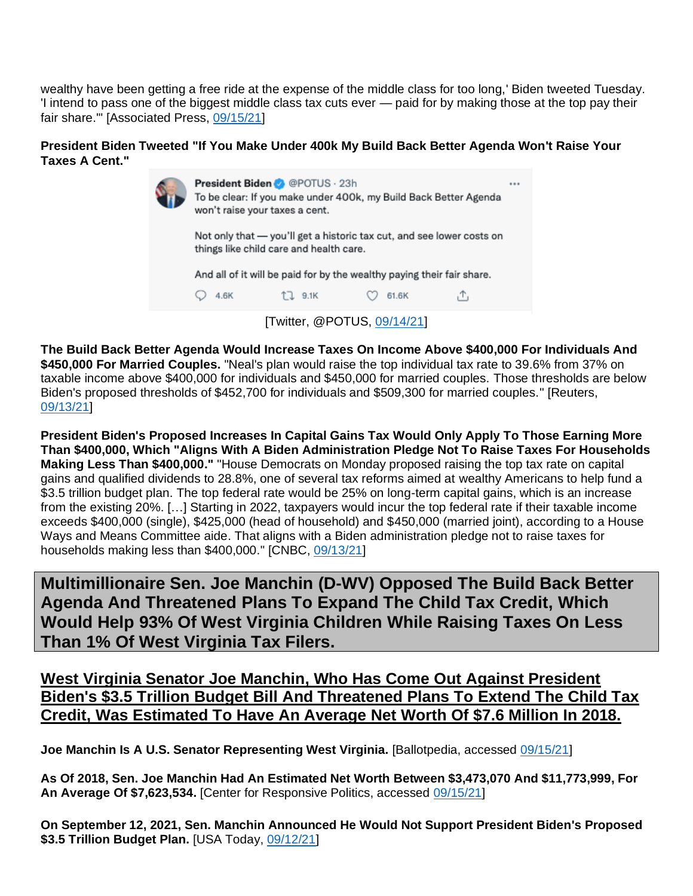wealthy have been getting a free ride at the expense of the middle class for too long,' Biden tweeted Tuesday. 'I intend to pass one of the biggest middle class tax cuts ever — paid for by making those at the top pay their fair share.'" [Associated Press, 09/15/21]

**President Biden Tweeted "If You Make Under 400k My Build Back Better Agenda Won't Raise Your Taxes A Cent."**

President Biden @POTUS · 23h
To be clear: If you make under 400k, my Build Back Better Agenda won't raise your taxes a cent.

Not only that — you'll get a historic tax cut, and see lower costs on things like child care and health care.

And all of it will be paid for by the wealthy paying their fair share.

4.6K 9.1K 61.6K

[Twitter, @POTUS, 09/14/21]

**The Build Back Better Agenda Would Increase Taxes On Income Above $400,000 For Individuals And $450,000 For Married Couples.** "Neal's plan would raise the top individual tax rate to 39.6% from 37% on taxable income above $400,000 for individuals and $450,000 for married couples. Those thresholds are below Biden's proposed thresholds of $452,700 for individuals and $509,300 for married couples." [Reuters, 09/13/21]

**President Biden's Proposed Increases In Capital Gains Tax Would Only Apply To Those Earning More Than $400,000, Which "Aligns With A Biden Administration Pledge Not To Raise Taxes For Households Making Less Than $400,000."** "House Democrats on Monday proposed raising the top tax rate on capital gains and qualified dividends to 28.8%, one of several tax reforms aimed at wealthy Americans to help fund a $3.5 trillion budget plan. The top federal rate would be 25% on long-term capital gains, which is an increase from the existing 20%. […] Starting in 2022, taxpayers would incur the top federal rate if their taxable income exceeds $400,000 (single), $425,000 (head of household) and $450,000 (married joint), according to a House Ways and Means Committee aide. That aligns with a Biden administration pledge not to raise taxes for households making less than $400,000." [CNBC, 09/13/21]

## Multimillionaire Sen. Joe Manchin (D-WV) Opposed The Build Back Better Agenda And Threatened Plans To Expand The Child Tax Credit, Which Would Help 93% Of West Virginia Children While Raising Taxes On Less Than 1% Of West Virginia Tax Filers.

### West Virginia Senator Joe Manchin, Who Has Come Out Against President Biden's $3.5 Trillion Budget Bill And Threatened Plans To Extend The Child Tax Credit, Was Estimated To Have An Average Net Worth Of $7.6 Million In 2018.

**Joe Manchin Is A U.S. Senator Representing West Virginia.** [Ballotpedia, accessed 09/15/21]

**As Of 2018, Sen. Joe Manchin Had An Estimated Net Worth Between $3,473,070 And $11,773,999, For An Average Of $7,623,534.** [Center for Responsive Politics, accessed 09/15/21]

**On September 12, 2021, Sen. Manchin Announced He Would Not Support President Biden's Proposed $3.5 Trillion Budget Plan.** [USA Today, 09/12/21]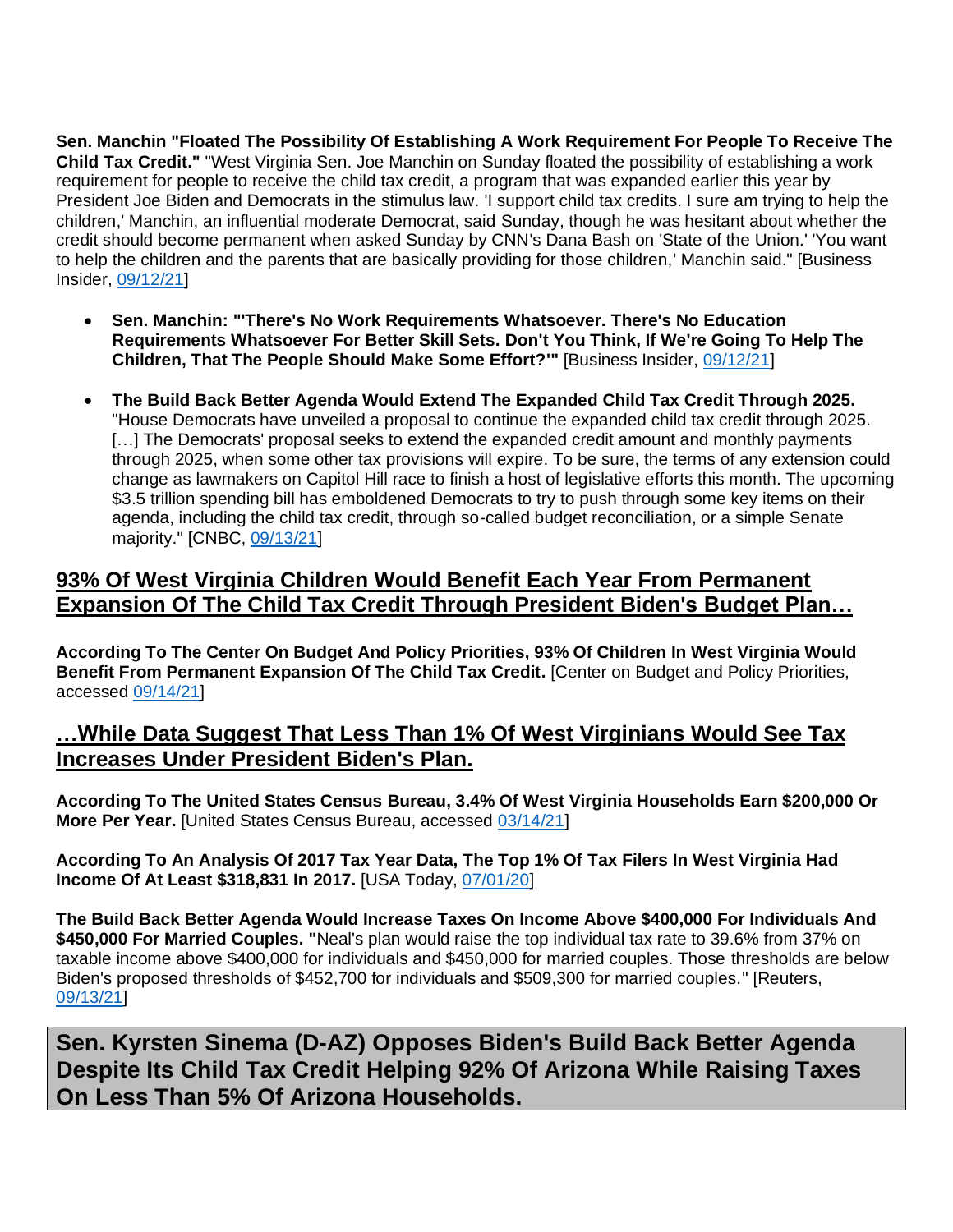**Sen. Manchin "Floated The Possibility Of Establishing A Work Requirement For People To Receive The Child Tax Credit."** "West Virginia Sen. Joe Manchin on Sunday floated the possibility of establishing a work requirement for people to receive the child tax credit, a program that was expanded earlier this year by President Joe Biden and Democrats in the stimulus law. 'I support child tax credits. I sure am trying to help the children,' Manchin, an influential moderate Democrat, said Sunday, though he was hesitant about whether the credit should become permanent when asked Sunday by CNN's Dana Bash on 'State of the Union.' 'You want to help the children and the parents that are basically providing for those children,' Manchin said." [Business Insider, 09/12/21]

- **Sen. Manchin: "'There's No Work Requirements Whatsoever. There's No Education Requirements Whatsoever For Better Skill Sets. Don't You Think, If We're Going To Help The Children, That The People Should Make Some Effort?'"** [Business Insider, 09/12/21]
- **The Build Back Better Agenda Would Extend The Expanded Child Tax Credit Through 2025.** "House Democrats have unveiled a proposal to continue the expanded child tax credit through 2025. […] The Democrats' proposal seeks to extend the expanded credit amount and monthly payments through 2025, when some other tax provisions will expire. To be sure, the terms of any extension could change as lawmakers on Capitol Hill race to finish a host of legislative efforts this month. The upcoming $3.5 trillion spending bill has emboldened Democrats to try to push through some key items on their agenda, including the child tax credit, through so-called budget reconciliation, or a simple Senate majority." [CNBC, 09/13/21]

## 93% Of West Virginia Children Would Benefit Each Year From Permanent Expansion Of The Child Tax Credit Through President Biden's Budget Plan…

**According To The Center On Budget And Policy Priorities, 93% Of Children In West Virginia Would Benefit From Permanent Expansion Of The Child Tax Credit.** [Center on Budget and Policy Priorities, accessed 09/14/21]

## …While Data Suggest That Less Than 1% Of West Virginians Would See Tax Increases Under President Biden's Plan.

**According To The United States Census Bureau, 3.4% Of West Virginia Households Earn $200,000 Or More Per Year.** [United States Census Bureau, accessed 03/14/21]

**According To An Analysis Of 2017 Tax Year Data, The Top 1% Of Tax Filers In West Virginia Had Income Of At Least $318,831 In 2017.** [USA Today, 07/01/20]

**The Build Back Better Agenda Would Increase Taxes On Income Above $400,000 For Individuals And $450,000 For Married Couples. "**Neal's plan would raise the top individual tax rate to 39.6% from 37% on taxable income above $400,000 for individuals and $450,000 for married couples. Those thresholds are below Biden's proposed thresholds of $452,700 for individuals and $509,300 for married couples." [Reuters, 09/13/21]

# Sen. Kyrsten Sinema (D-AZ) Opposes Biden's Build Back Better Agenda Despite Its Child Tax Credit Helping 92% Of Arizona While Raising Taxes On Less Than 5% Of Arizona Households.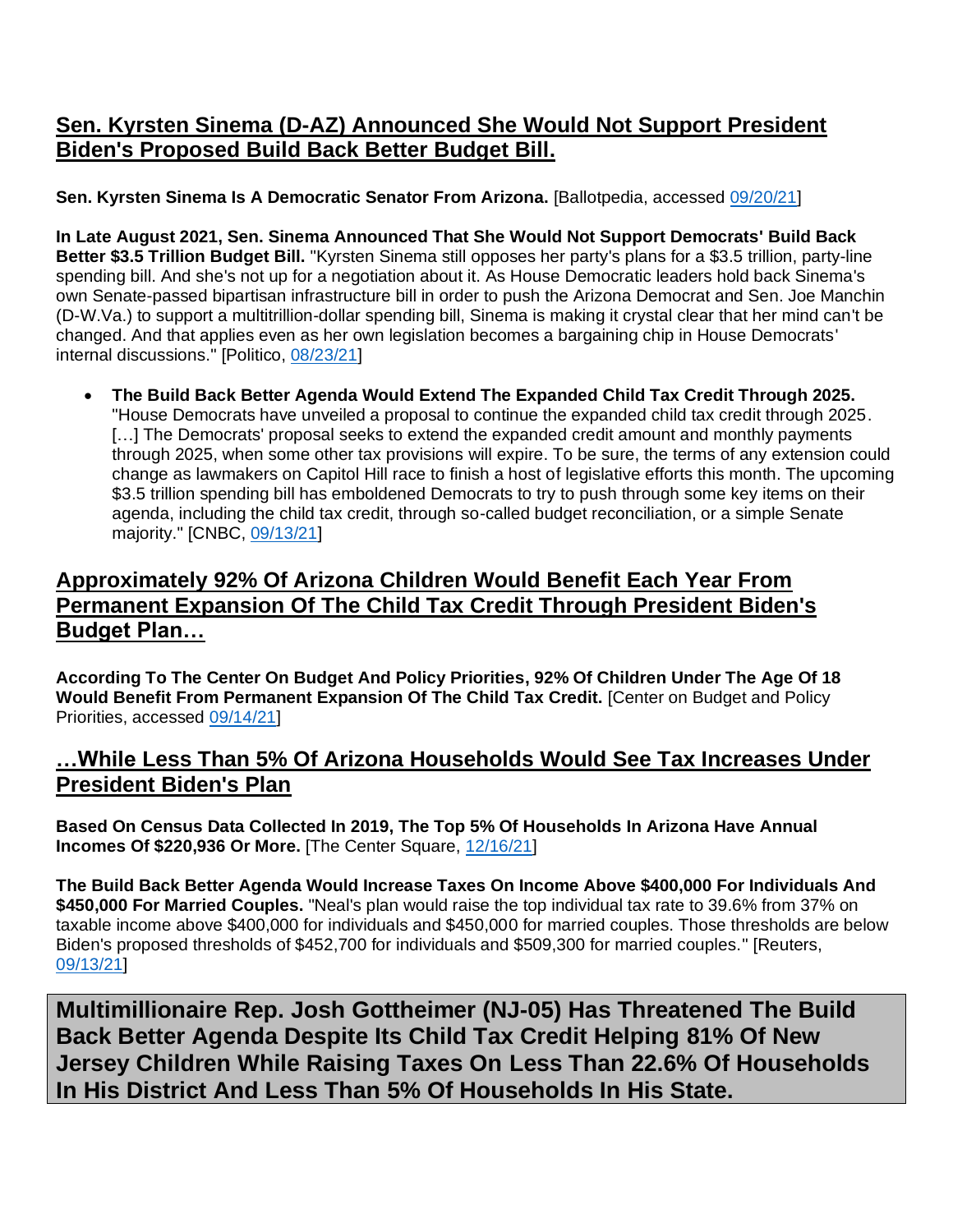## Sen. Kyrsten Sinema (D-AZ) Announced She Would Not Support President Biden's Proposed Build Back Better Budget Bill.

**Sen. Kyrsten Sinema Is A Democratic Senator From Arizona.** [Ballotpedia, accessed 09/20/21]

**In Late August 2021, Sen. Sinema Announced That She Would Not Support Democrats' Build Back Better $3.5 Trillion Budget Bill.** "Kyrsten Sinema still opposes her party's plans for a $3.5 trillion, party-line spending bill. And she's not up for a negotiation about it. As House Democratic leaders hold back Sinema's own Senate-passed bipartisan infrastructure bill in order to push the Arizona Democrat and Sen. Joe Manchin (D-W.Va.) to support a multitrillion-dollar spending bill, Sinema is making it crystal clear that her mind can't be changed. And that applies even as her own legislation becomes a bargaining chip in House Democrats' internal discussions." [Politico, 08/23/21]

- **The Build Back Better Agenda Would Extend The Expanded Child Tax Credit Through 2025.** "House Democrats have unveiled a proposal to continue the expanded child tax credit through 2025. […] The Democrats' proposal seeks to extend the expanded credit amount and monthly payments through 2025, when some other tax provisions will expire. To be sure, the terms of any extension could change as lawmakers on Capitol Hill race to finish a host of legislative efforts this month. The upcoming $3.5 trillion spending bill has emboldened Democrats to try to push through some key items on their agenda, including the child tax credit, through so-called budget reconciliation, or a simple Senate majority." [CNBC, 09/13/21]

## Approximately 92% Of Arizona Children Would Benefit Each Year From Permanent Expansion Of The Child Tax Credit Through President Biden's Budget Plan…

**According To The Center On Budget And Policy Priorities, 92% Of Children Under The Age Of 18 Would Benefit From Permanent Expansion Of The Child Tax Credit.** [Center on Budget and Policy Priorities, accessed 09/14/21]

## …While Less Than 5% Of Arizona Households Would See Tax Increases Under President Biden's Plan

**Based On Census Data Collected In 2019, The Top 5% Of Households In Arizona Have Annual Incomes Of $220,936 Or More.** [The Center Square, 12/16/21]

**The Build Back Better Agenda Would Increase Taxes On Income Above $400,000 For Individuals And $450,000 For Married Couples.** "Neal's plan would raise the top individual tax rate to 39.6% from 37% on taxable income above $400,000 for individuals and $450,000 for married couples. Those thresholds are below Biden's proposed thresholds of $452,700 for individuals and $509,300 for married couples." [Reuters, 09/13/21]

# Multimillionaire Rep. Josh Gottheimer (NJ-05) Has Threatened The Build Back Better Agenda Despite Its Child Tax Credit Helping 81% Of New Jersey Children While Raising Taxes On Less Than 22.6% Of Households In His District And Less Than 5% Of Households In His State.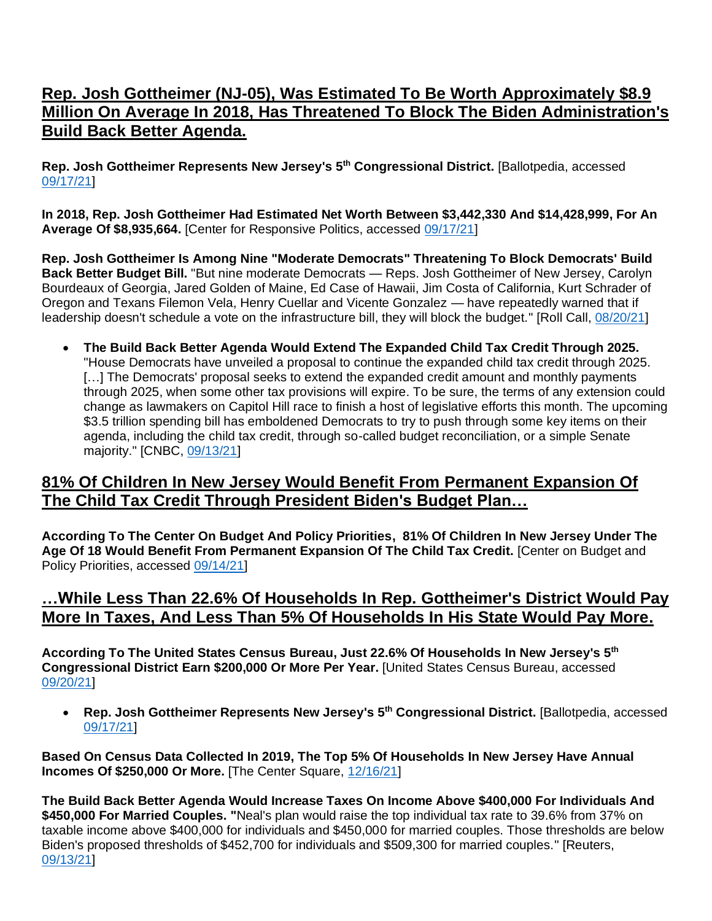## Rep. Josh Gottheimer (NJ-05), Was Estimated To Be Worth Approximately $8.9 Million On Average In 2018, Has Threatened To Block The Biden Administration's Build Back Better Agenda.

**Rep. Josh Gottheimer Represents New Jersey's 5th Congressional District.** [Ballotpedia, accessed 09/17/21]

**In 2018, Rep. Josh Gottheimer Had Estimated Net Worth Between $3,442,330 And $14,428,999, For An Average Of $8,935,664.** [Center for Responsive Politics, accessed 09/17/21]

**Rep. Josh Gottheimer Is Among Nine "Moderate Democrats" Threatening To Block Democrats' Build Back Better Budget Bill.** "But nine moderate Democrats — Reps. Josh Gottheimer of New Jersey, Carolyn Bourdeaux of Georgia, Jared Golden of Maine, Ed Case of Hawaii, Jim Costa of California, Kurt Schrader of Oregon and Texans Filemon Vela, Henry Cuellar and Vicente Gonzalez — have repeatedly warned that if leadership doesn't schedule a vote on the infrastructure bill, they will block the budget." [Roll Call, 08/20/21]

- **The Build Back Better Agenda Would Extend The Expanded Child Tax Credit Through 2025.** "House Democrats have unveiled a proposal to continue the expanded child tax credit through 2025. […] The Democrats' proposal seeks to extend the expanded credit amount and monthly payments through 2025, when some other tax provisions will expire. To be sure, the terms of any extension could change as lawmakers on Capitol Hill race to finish a host of legislative efforts this month. The upcoming $3.5 trillion spending bill has emboldened Democrats to try to push through some key items on their agenda, including the child tax credit, through so-called budget reconciliation, or a simple Senate majority." [CNBC, 09/13/21]

## 81% Of Children In New Jersey Would Benefit From Permanent Expansion Of The Child Tax Credit Through President Biden's Budget Plan…

**According To The Center On Budget And Policy Priorities, 81% Of Children In New Jersey Under The Age Of 18 Would Benefit From Permanent Expansion Of The Child Tax Credit.** [Center on Budget and Policy Priorities, accessed 09/14/21]

## …While Less Than 22.6% Of Households In Rep. Gottheimer's District Would Pay More In Taxes, And Less Than 5% Of Households In His State Would Pay More.

**According To The United States Census Bureau, Just 22.6% Of Households In New Jersey's 5th Congressional District Earn $200,000 Or More Per Year.** [United States Census Bureau, accessed 09/20/21]

- **Rep. Josh Gottheimer Represents New Jersey's 5th Congressional District.** [Ballotpedia, accessed 09/17/21]

**Based On Census Data Collected In 2019, The Top 5% Of Households In New Jersey Have Annual Incomes Of $250,000 Or More.** [The Center Square, 12/16/21]

**The Build Back Better Agenda Would Increase Taxes On Income Above $400,000 For Individuals And $450,000 For Married Couples. "**Neal's plan would raise the top individual tax rate to 39.6% from 37% on taxable income above $400,000 for individuals and $450,000 for married couples. Those thresholds are below Biden's proposed thresholds of $452,700 for individuals and $509,300 for married couples." [Reuters, 09/13/21]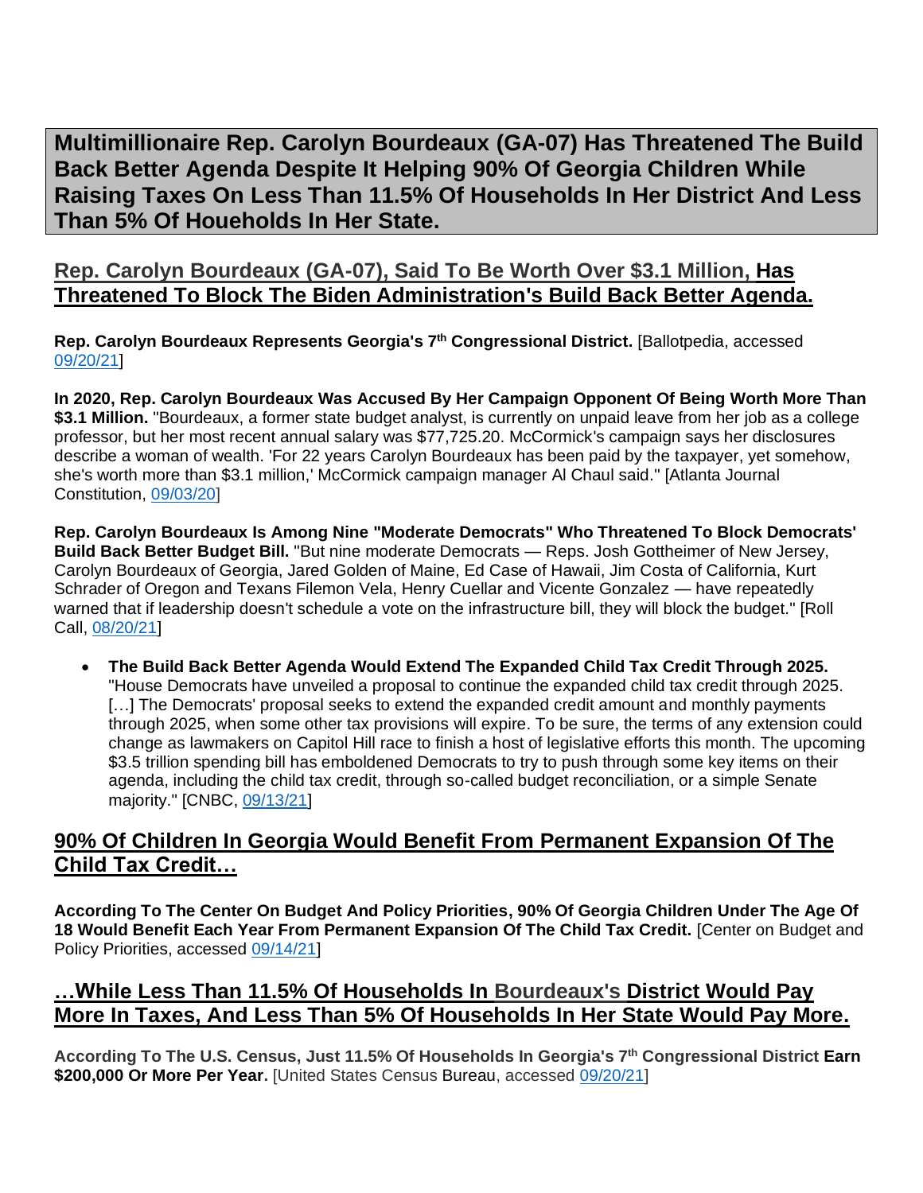# Multimillionaire Rep. Carolyn Bourdeaux (GA-07) Has Threatened The Build Back Better Agenda Despite It Helping 90% Of Georgia Children While Raising Taxes On Less Than 11.5% Of Households In Her District And Less Than 5% Of Houeholds In Her State.

## Rep. Carolyn Bourdeaux (GA-07), Said To Be Worth Over $3.1 Million, Has Threatened To Block The Biden Administration's Build Back Better Agenda.

**Rep. Carolyn Bourdeaux Represents Georgia's 7th Congressional District.** [Ballotpedia, accessed 09/20/21]

**In 2020, Rep. Carolyn Bourdeaux Was Accused By Her Campaign Opponent Of Being Worth More Than $3.1 Million.** "Bourdeaux, a former state budget analyst, is currently on unpaid leave from her job as a college professor, but her most recent annual salary was $77,725.20. McCormick's campaign says her disclosures describe a woman of wealth. 'For 22 years Carolyn Bourdeaux has been paid by the taxpayer, yet somehow, she's worth more than $3.1 million,' McCormick campaign manager Al Chaul said." [Atlanta Journal Constitution, 09/03/20]

**Rep. Carolyn Bourdeaux Is Among Nine "Moderate Democrats" Who Threatened To Block Democrats' Build Back Better Budget Bill.** "But nine moderate Democrats — Reps. Josh Gottheimer of New Jersey, Carolyn Bourdeaux of Georgia, Jared Golden of Maine, Ed Case of Hawaii, Jim Costa of California, Kurt Schrader of Oregon and Texans Filemon Vela, Henry Cuellar and Vicente Gonzalez — have repeatedly warned that if leadership doesn't schedule a vote on the infrastructure bill, they will block the budget." [Roll Call, 08/20/21]

- **The Build Back Better Agenda Would Extend The Expanded Child Tax Credit Through 2025.** "House Democrats have unveiled a proposal to continue the expanded child tax credit through 2025. […] The Democrats' proposal seeks to extend the expanded credit amount and monthly payments through 2025, when some other tax provisions will expire. To be sure, the terms of any extension could change as lawmakers on Capitol Hill race to finish a host of legislative efforts this month. The upcoming $3.5 trillion spending bill has emboldened Democrats to try to push through some key items on their agenda, including the child tax credit, through so-called budget reconciliation, or a simple Senate majority." [CNBC, 09/13/21]

## 90% Of Children In Georgia Would Benefit From Permanent Expansion Of The Child Tax Credit…

**According To The Center On Budget And Policy Priorities, 90% Of Georgia Children Under The Age Of 18 Would Benefit Each Year From Permanent Expansion Of The Child Tax Credit.** [Center on Budget and Policy Priorities, accessed 09/14/21]

## …While Less Than 11.5% Of Households In Bourdeaux's District Would Pay More In Taxes, And Less Than 5% Of Households In Her State Would Pay More.

**According To The U.S. Census, Just 11.5% Of Households In Georgia's 7th Congressional District Earn $200,000 Or More Per Year.** [United States Census Bureau, accessed 09/20/21]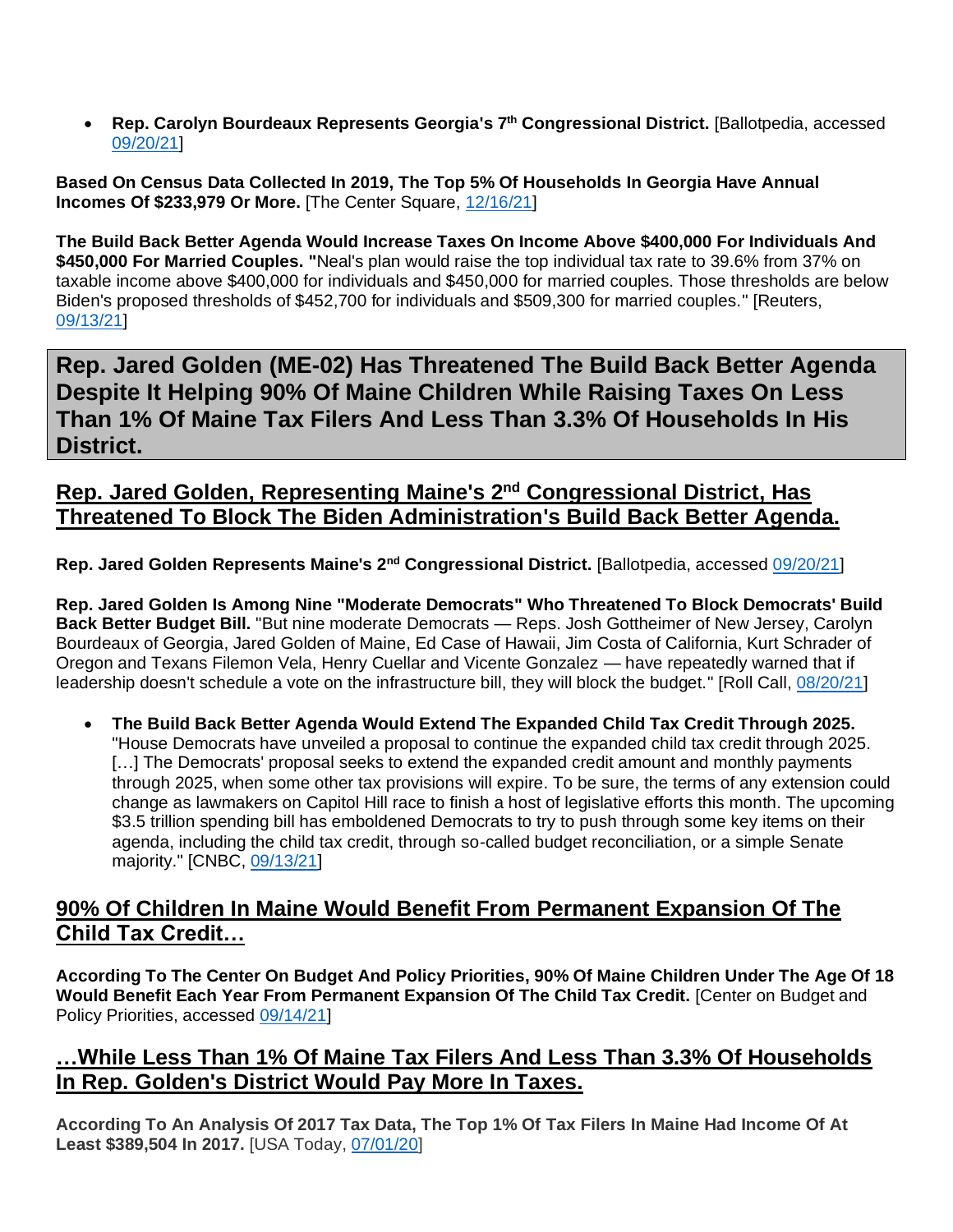- **Rep. Carolyn Bourdeaux Represents Georgia's 7th Congressional District.** [Ballotpedia, accessed 09/20/21]

**Based On Census Data Collected In 2019, The Top 5% Of Households In Georgia Have Annual Incomes Of $233,979 Or More.** [The Center Square, 12/16/21]

**The Build Back Better Agenda Would Increase Taxes On Income Above $400,000 For Individuals And $450,000 For Married Couples.** "Neal's plan would raise the top individual tax rate to 39.6% from 37% on taxable income above $400,000 for individuals and $450,000 for married couples. Those thresholds are below Biden's proposed thresholds of $452,700 for individuals and $509,300 for married couples." [Reuters, 09/13/21]

# Rep. Jared Golden (ME-02) Has Threatened The Build Back Better Agenda Despite It Helping 90% Of Maine Children While Raising Taxes On Less Than 1% Of Maine Tax Filers And Less Than 3.3% Of Households In His District.

## Rep. Jared Golden, Representing Maine's 2nd Congressional District, Has Threatened To Block The Biden Administration's Build Back Better Agenda.

**Rep. Jared Golden Represents Maine's 2nd Congressional District.** [Ballotpedia, accessed 09/20/21]

**Rep. Jared Golden Is Among Nine "Moderate Democrats" Who Threatened To Block Democrats' Build Back Better Budget Bill.** "But nine moderate Democrats — Reps. Josh Gottheimer of New Jersey, Carolyn Bourdeaux of Georgia, Jared Golden of Maine, Ed Case of Hawaii, Jim Costa of California, Kurt Schrader of Oregon and Texans Filemon Vela, Henry Cuellar and Vicente Gonzalez — have repeatedly warned that if leadership doesn't schedule a vote on the infrastructure bill, they will block the budget." [Roll Call, 08/20/21]

- **The Build Back Better Agenda Would Extend The Expanded Child Tax Credit Through 2025.** "House Democrats have unveiled a proposal to continue the expanded child tax credit through 2025. […] The Democrats' proposal seeks to extend the expanded credit amount and monthly payments through 2025, when some other tax provisions will expire. To be sure, the terms of any extension could change as lawmakers on Capitol Hill race to finish a host of legislative efforts this month. The upcoming $3.5 trillion spending bill has emboldened Democrats to try to push through some key items on their agenda, including the child tax credit, through so-called budget reconciliation, or a simple Senate majority." [CNBC, 09/13/21]

## 90% Of Children In Maine Would Benefit From Permanent Expansion Of The Child Tax Credit…

**According To The Center On Budget And Policy Priorities, 90% Of Maine Children Under The Age Of 18 Would Benefit Each Year From Permanent Expansion Of The Child Tax Credit.** [Center on Budget and Policy Priorities, accessed 09/14/21]

## …While Less Than 1% Of Maine Tax Filers And Less Than 3.3% Of Households In Rep. Golden's District Would Pay More In Taxes.

**According To An Analysis Of 2017 Tax Data, The Top 1% Of Tax Filers In Maine Had Income Of At Least $389,504 In 2017.** [USA Today, 07/01/20]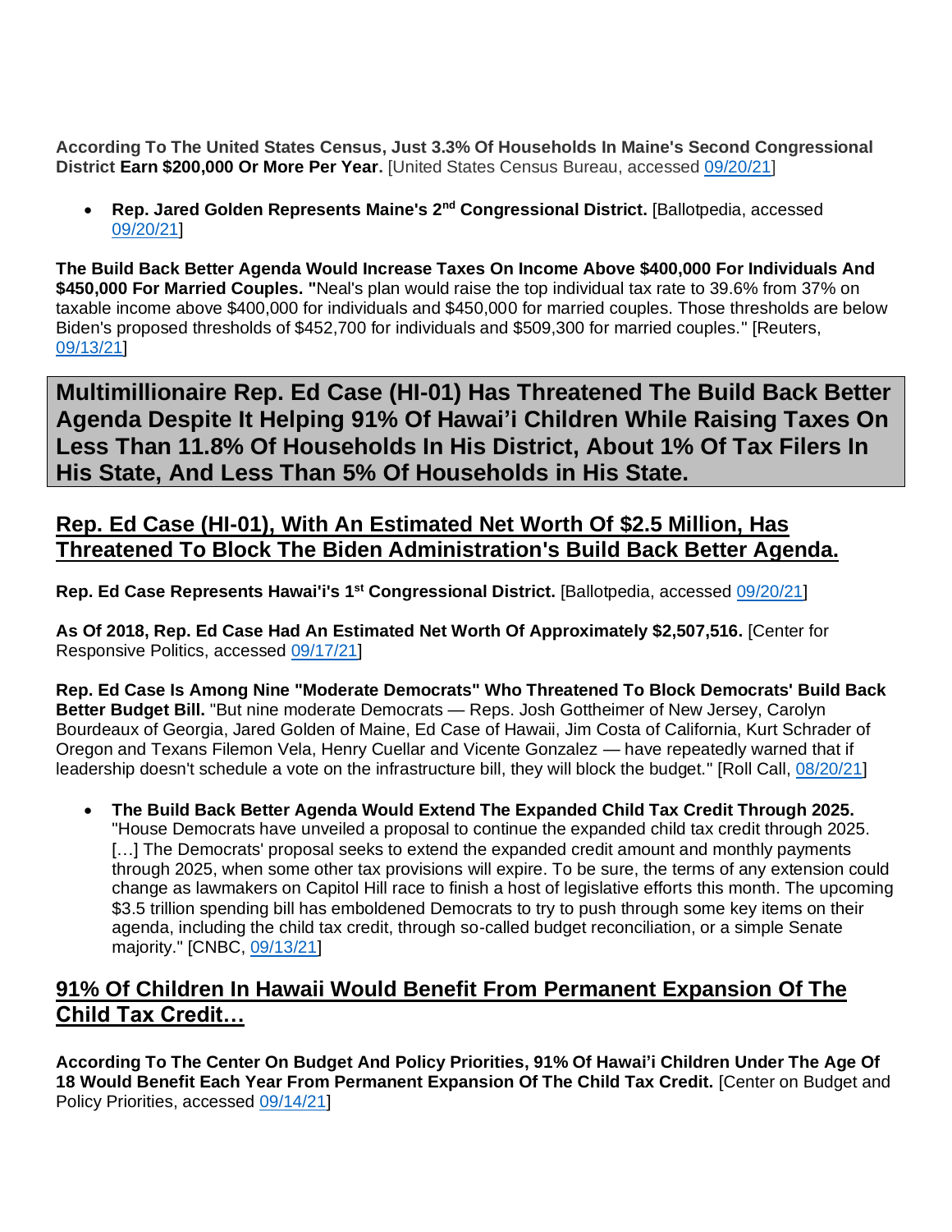**According To The United States Census, Just 3.3% Of Households In Maine's Second Congressional District Earn $200,000 Or More Per Year.** [United States Census Bureau, accessed 09/20/21]

- **Rep. Jared Golden Represents Maine's 2nd Congressional District.** [Ballotpedia, accessed 09/20/21]

**The Build Back Better Agenda Would Increase Taxes On Income Above $400,000 For Individuals And $450,000 For Married Couples. "**Neal's plan would raise the top individual tax rate to 39.6% from 37% on taxable income above $400,000 for individuals and $450,000 for married couples. Those thresholds are below Biden's proposed thresholds of $452,700 for individuals and $509,300 for married couples." [Reuters, 09/13/21]

# Multimillionaire Rep. Ed Case (HI-01) Has Threatened The Build Back Better Agenda Despite It Helping 91% Of Hawai'i Children While Raising Taxes On Less Than 11.8% Of Households In His District, About 1% Of Tax Filers In His State, And Less Than 5% Of Households in His State.

## Rep. Ed Case (HI-01), With An Estimated Net Worth Of $2.5 Million, Has Threatened To Block The Biden Administration's Build Back Better Agenda.

**Rep. Ed Case Represents Hawai'i's 1st Congressional District.** [Ballotpedia, accessed 09/20/21]

**As Of 2018, Rep. Ed Case Had An Estimated Net Worth Of Approximately $2,507,516.** [Center for Responsive Politics, accessed 09/17/21]

**Rep. Ed Case Is Among Nine "Moderate Democrats" Who Threatened To Block Democrats' Build Back Better Budget Bill.** "But nine moderate Democrats — Reps. Josh Gottheimer of New Jersey, Carolyn Bourdeaux of Georgia, Jared Golden of Maine, Ed Case of Hawaii, Jim Costa of California, Kurt Schrader of Oregon and Texans Filemon Vela, Henry Cuellar and Vicente Gonzalez — have repeatedly warned that if leadership doesn't schedule a vote on the infrastructure bill, they will block the budget." [Roll Call, 08/20/21]

- **The Build Back Better Agenda Would Extend The Expanded Child Tax Credit Through 2025.** "House Democrats have unveiled a proposal to continue the expanded child tax credit through 2025. […] The Democrats' proposal seeks to extend the expanded credit amount and monthly payments through 2025, when some other tax provisions will expire. To be sure, the terms of any extension could change as lawmakers on Capitol Hill race to finish a host of legislative efforts this month. The upcoming $3.5 trillion spending bill has emboldened Democrats to try to push through some key items on their agenda, including the child tax credit, through so-called budget reconciliation, or a simple Senate majority." [CNBC, 09/13/21]

## 91% Of Children In Hawaii Would Benefit From Permanent Expansion Of The Child Tax Credit…

**According To The Center On Budget And Policy Priorities, 91% Of Hawai'i Children Under The Age Of 18 Would Benefit Each Year From Permanent Expansion Of The Child Tax Credit.** [Center on Budget and Policy Priorities, accessed 09/14/21]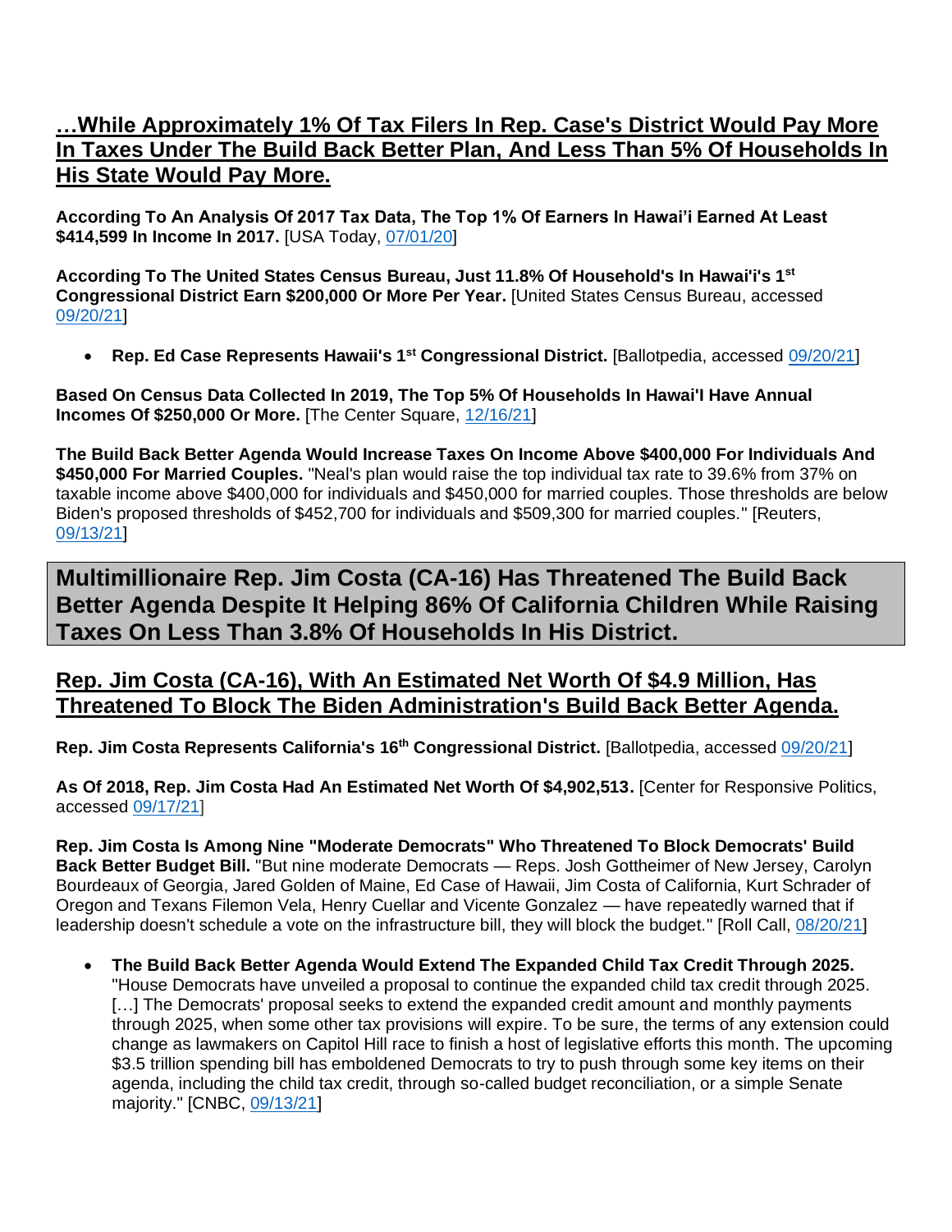## …While Approximately 1% Of Tax Filers In Rep. Case's District Would Pay More In Taxes Under The Build Back Better Plan, And Less Than 5% Of Households In His State Would Pay More.

**According To An Analysis Of 2017 Tax Data, The Top 1% Of Earners In Hawai'i Earned At Least $414,599 In Income In 2017.** [USA Today, 07/01/20]

**According To The United States Census Bureau, Just 11.8% Of Household's In Hawai'i's 1st Congressional District Earn $200,000 Or More Per Year.** [United States Census Bureau, accessed 09/20/21]

- **Rep. Ed Case Represents Hawaii's 1st Congressional District.** [Ballotpedia, accessed 09/20/21]

**Based On Census Data Collected In 2019, The Top 5% Of Households In Hawai'I Have Annual Incomes Of $250,000 Or More.** [The Center Square, 12/16/21]

**The Build Back Better Agenda Would Increase Taxes On Income Above $400,000 For Individuals And $450,000 For Married Couples.** "Neal's plan would raise the top individual tax rate to 39.6% from 37% on taxable income above $400,000 for individuals and $450,000 for married couples. Those thresholds are below Biden's proposed thresholds of $452,700 for individuals and $509,300 for married couples." [Reuters, 09/13/21]

# Multimillionaire Rep. Jim Costa (CA-16) Has Threatened The Build Back Better Agenda Despite It Helping 86% Of California Children While Raising Taxes On Less Than 3.8% Of Households In His District.

## Rep. Jim Costa (CA-16), With An Estimated Net Worth Of $4.9 Million, Has Threatened To Block The Biden Administration's Build Back Better Agenda.

**Rep. Jim Costa Represents California's 16th Congressional District.** [Ballotpedia, accessed 09/20/21]

**As Of 2018, Rep. Jim Costa Had An Estimated Net Worth Of $4,902,513.** [Center for Responsive Politics, accessed 09/17/21]

**Rep. Jim Costa Is Among Nine "Moderate Democrats" Who Threatened To Block Democrats' Build Back Better Budget Bill.** "But nine moderate Democrats — Reps. Josh Gottheimer of New Jersey, Carolyn Bourdeaux of Georgia, Jared Golden of Maine, Ed Case of Hawaii, Jim Costa of California, Kurt Schrader of Oregon and Texans Filemon Vela, Henry Cuellar and Vicente Gonzalez — have repeatedly warned that if leadership doesn't schedule a vote on the infrastructure bill, they will block the budget." [Roll Call, 08/20/21]

- **The Build Back Better Agenda Would Extend The Expanded Child Tax Credit Through 2025.** "House Democrats have unveiled a proposal to continue the expanded child tax credit through 2025. […] The Democrats' proposal seeks to extend the expanded credit amount and monthly payments through 2025, when some other tax provisions will expire. To be sure, the terms of any extension could change as lawmakers on Capitol Hill race to finish a host of legislative efforts this month. The upcoming $3.5 trillion spending bill has emboldened Democrats to try to push through some key items on their agenda, including the child tax credit, through so-called budget reconciliation, or a simple Senate majority." [CNBC, 09/13/21]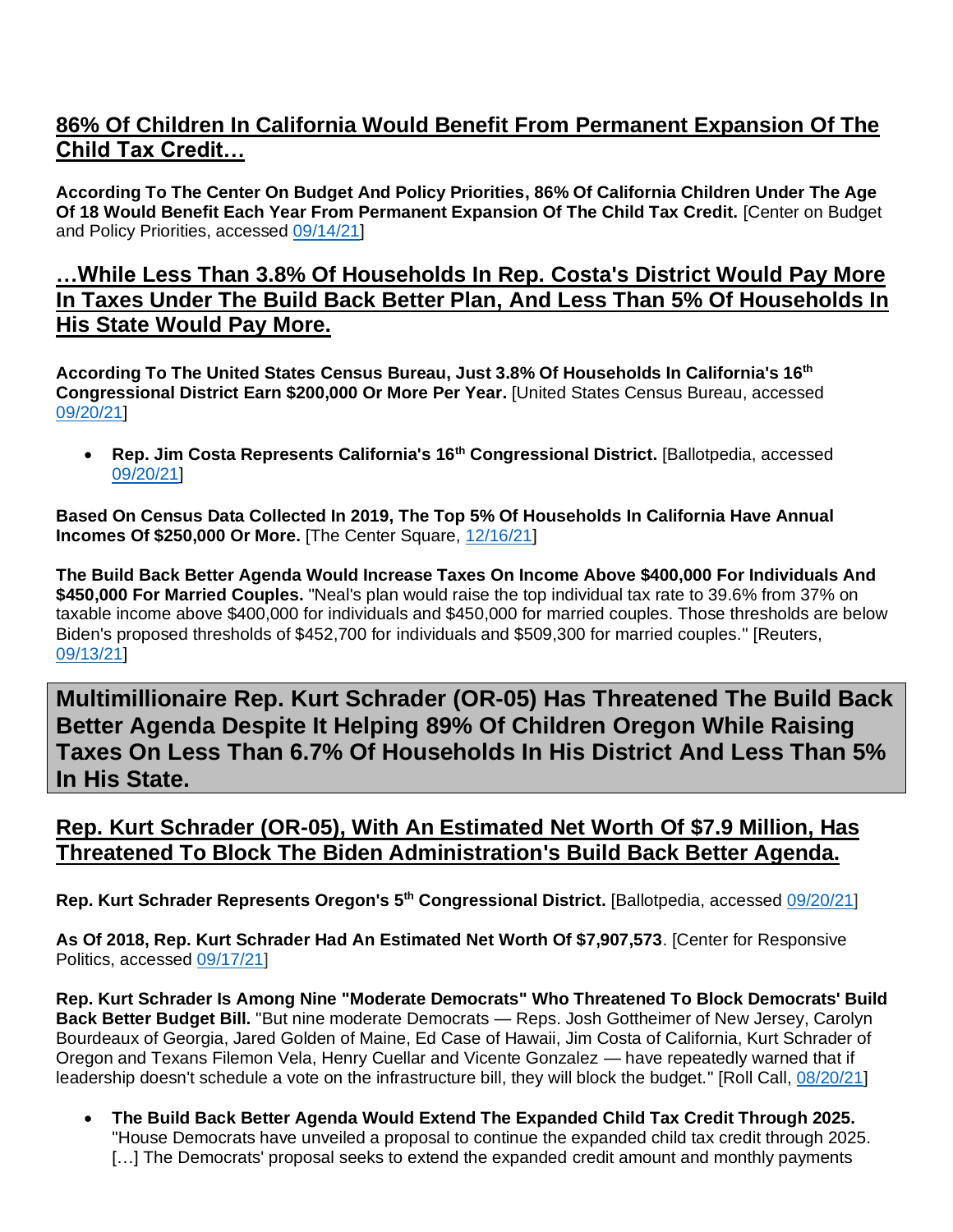## 86% Of Children In California Would Benefit From Permanent Expansion Of The Child Tax Credit…

**According To The Center On Budget And Policy Priorities, 86% Of California Children Under The Age Of 18 Would Benefit Each Year From Permanent Expansion Of The Child Tax Credit.** [Center on Budget and Policy Priorities, accessed 09/14/21]

## …While Less Than 3.8% Of Households In Rep. Costa's District Would Pay More In Taxes Under The Build Back Better Plan, And Less Than 5% Of Households In His State Would Pay More.

**According To The United States Census Bureau, Just 3.8% Of Households In California's 16th Congressional District Earn $200,000 Or More Per Year.** [United States Census Bureau, accessed 09/20/21]

- **Rep. Jim Costa Represents California's 16th Congressional District.** [Ballotpedia, accessed 09/20/21]

**Based On Census Data Collected In 2019, The Top 5% Of Households In California Have Annual Incomes Of $250,000 Or More.** [The Center Square, 12/16/21]

**The Build Back Better Agenda Would Increase Taxes On Income Above $400,000 For Individuals And $450,000 For Married Couples.** "Neal's plan would raise the top individual tax rate to 39.6% from 37% on taxable income above $400,000 for individuals and $450,000 for married couples. Those thresholds are below Biden's proposed thresholds of $452,700 for individuals and $509,300 for married couples." [Reuters, 09/13/21]

# Multimillionaire Rep. Kurt Schrader (OR-05) Has Threatened The Build Back Better Agenda Despite It Helping 89% Of Children Oregon While Raising Taxes On Less Than 6.7% Of Households In His District And Less Than 5% In His State.

## Rep. Kurt Schrader (OR-05), With An Estimated Net Worth Of $7.9 Million, Has Threatened To Block The Biden Administration's Build Back Better Agenda.

**Rep. Kurt Schrader Represents Oregon's 5th Congressional District.** [Ballotpedia, accessed 09/20/21]

**As Of 2018, Rep. Kurt Schrader Had An Estimated Net Worth Of $7,907,573**. [Center for Responsive Politics, accessed 09/17/21]

**Rep. Kurt Schrader Is Among Nine "Moderate Democrats" Who Threatened To Block Democrats' Build Back Better Budget Bill.** "But nine moderate Democrats — Reps. Josh Gottheimer of New Jersey, Carolyn Bourdeaux of Georgia, Jared Golden of Maine, Ed Case of Hawaii, Jim Costa of California, Kurt Schrader of Oregon and Texans Filemon Vela, Henry Cuellar and Vicente Gonzalez — have repeatedly warned that if leadership doesn't schedule a vote on the infrastructure bill, they will block the budget." [Roll Call, 08/20/21]

- **The Build Back Better Agenda Would Extend The Expanded Child Tax Credit Through 2025.** "House Democrats have unveiled a proposal to continue the expanded child tax credit through 2025. […] The Democrats' proposal seeks to extend the expanded credit amount and monthly payments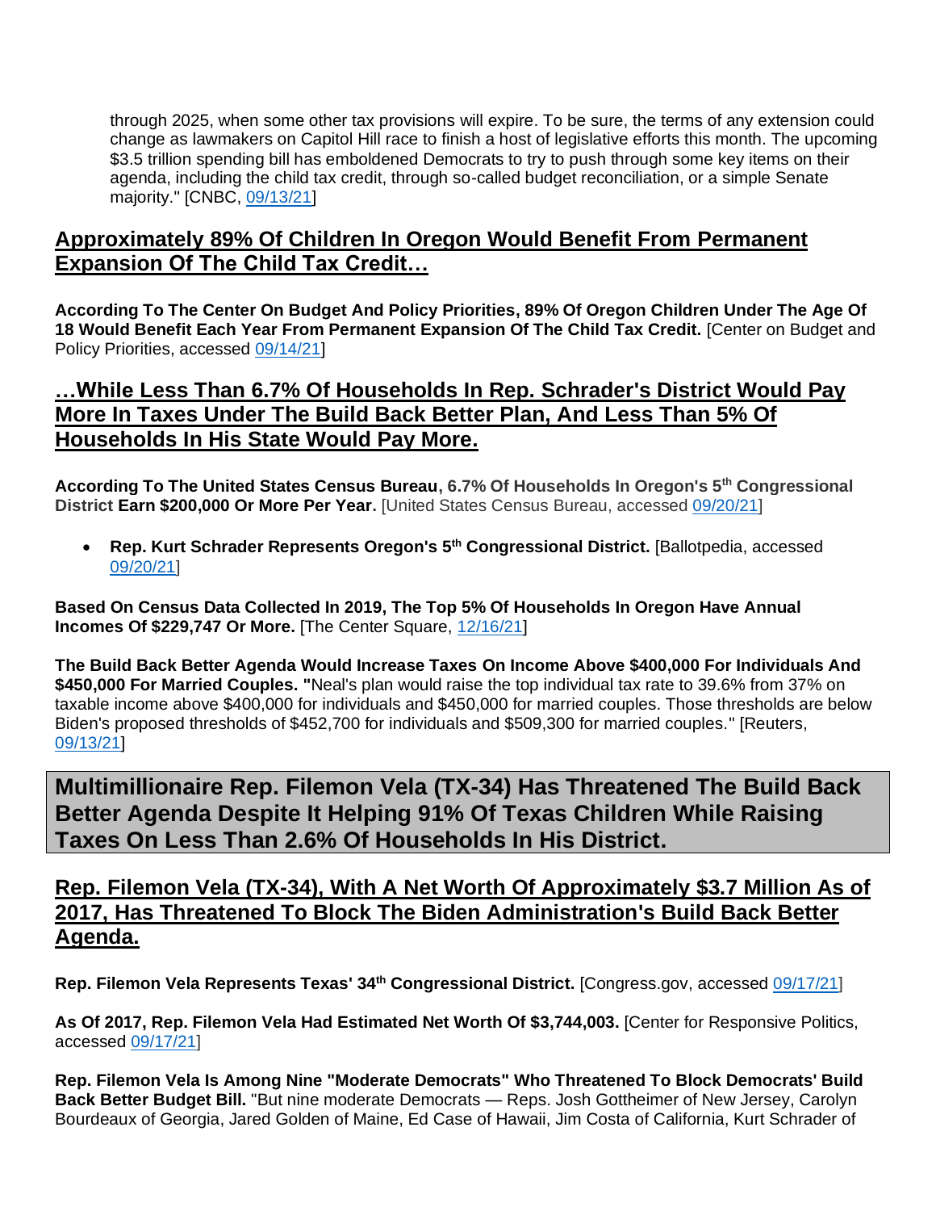through 2025, when some other tax provisions will expire. To be sure, the terms of any extension could change as lawmakers on Capitol Hill race to finish a host of legislative efforts this month. The upcoming $3.5 trillion spending bill has emboldened Democrats to try to push through some key items on their agenda, including the child tax credit, through so-called budget reconciliation, or a simple Senate majority." [CNBC, 09/13/21]

## Approximately 89% Of Children In Oregon Would Benefit From Permanent Expansion Of The Child Tax Credit…

**According To The Center On Budget And Policy Priorities, 89% Of Oregon Children Under The Age Of 18 Would Benefit Each Year From Permanent Expansion Of The Child Tax Credit.** [Center on Budget and Policy Priorities, accessed 09/14/21]

## …While Less Than 6.7% Of Households In Rep. Schrader's District Would Pay More In Taxes Under The Build Back Better Plan, And Less Than 5% Of Households In His State Would Pay More.

**According To The United States Census Bureau, 6.7% Of Households In Oregon's 5th Congressional District Earn $200,000 Or More Per Year.** [United States Census Bureau, accessed 09/20/21]

- **Rep. Kurt Schrader Represents Oregon's 5th Congressional District.** [Ballotpedia, accessed 09/20/21]

**Based On Census Data Collected In 2019, The Top 5% Of Households In Oregon Have Annual Incomes Of $229,747 Or More.** [The Center Square, 12/16/21]

**The Build Back Better Agenda Would Increase Taxes On Income Above $400,000 For Individuals And $450,000 For Married Couples.** "Neal's plan would raise the top individual tax rate to 39.6% from 37% on taxable income above $400,000 for individuals and $450,000 for married couples. Those thresholds are below Biden's proposed thresholds of $452,700 for individuals and $509,300 for married couples." [Reuters, 09/13/21]

# Multimillionaire Rep. Filemon Vela (TX-34) Has Threatened The Build Back Better Agenda Despite It Helping 91% Of Texas Children While Raising Taxes On Less Than 2.6% Of Households In His District.

## Rep. Filemon Vela (TX-34), With A Net Worth Of Approximately $3.7 Million As of 2017, Has Threatened To Block The Biden Administration's Build Back Better Agenda.

**Rep. Filemon Vela Represents Texas' 34th Congressional District.** [Congress.gov, accessed 09/17/21]

**As Of 2017, Rep. Filemon Vela Had Estimated Net Worth Of $3,744,003.** [Center for Responsive Politics, accessed 09/17/21]

**Rep. Filemon Vela Is Among Nine "Moderate Democrats" Who Threatened To Block Democrats' Build Back Better Budget Bill.** "But nine moderate Democrats — Reps. Josh Gottheimer of New Jersey, Carolyn Bourdeaux of Georgia, Jared Golden of Maine, Ed Case of Hawaii, Jim Costa of California, Kurt Schrader of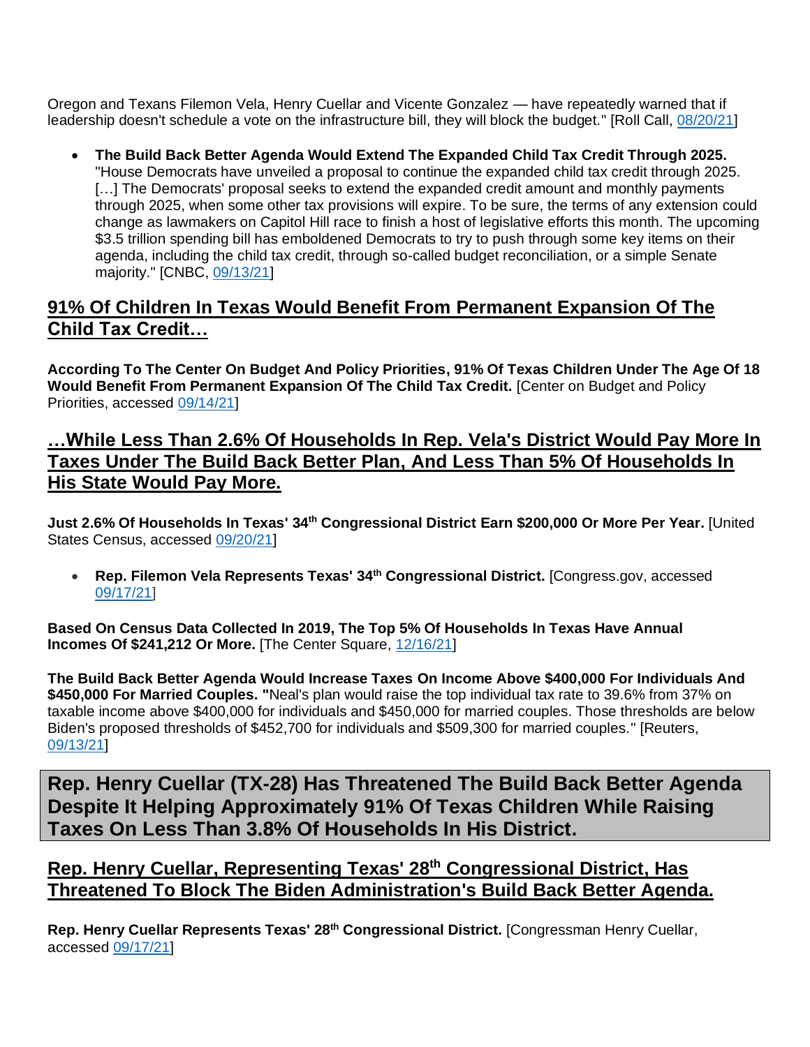Oregon and Texans Filemon Vela, Henry Cuellar and Vicente Gonzalez — have repeatedly warned that if leadership doesn't schedule a vote on the infrastructure bill, they will block the budget." [Roll Call, 08/20/21]

- **The Build Back Better Agenda Would Extend The Expanded Child Tax Credit Through 2025.** "House Democrats have unveiled a proposal to continue the expanded child tax credit through 2025. […] The Democrats' proposal seeks to extend the expanded credit amount and monthly payments through 2025, when some other tax provisions will expire. To be sure, the terms of any extension could change as lawmakers on Capitol Hill race to finish a host of legislative efforts this month. The upcoming $3.5 trillion spending bill has emboldened Democrats to try to push through some key items on their agenda, including the child tax credit, through so-called budget reconciliation, or a simple Senate majority." [CNBC, 09/13/21]

## 91% Of Children In Texas Would Benefit From Permanent Expansion Of The Child Tax Credit…

**According To The Center On Budget And Policy Priorities, 91% Of Texas Children Under The Age Of 18 Would Benefit From Permanent Expansion Of The Child Tax Credit.** [Center on Budget and Policy Priorities, accessed 09/14/21]

## …While Less Than 2.6% Of Households In Rep. Vela's District Would Pay More In Taxes Under The Build Back Better Plan, And Less Than 5% Of Households In His State Would Pay More.

**Just 2.6% Of Households In Texas' 34th Congressional District Earn $200,000 Or More Per Year.** [United States Census, accessed 09/20/21]

- **Rep. Filemon Vela Represents Texas' 34th Congressional District.** [Congress.gov, accessed 09/17/21]

**Based On Census Data Collected In 2019, The Top 5% Of Households In Texas Have Annual Incomes Of $241,212 Or More.** [The Center Square, 12/16/21]

**The Build Back Better Agenda Would Increase Taxes On Income Above $400,000 For Individuals And $450,000 For Married Couples. "**Neal's plan would raise the top individual tax rate to 39.6% from 37% on taxable income above $400,000 for individuals and $450,000 for married couples. Those thresholds are below Biden's proposed thresholds of $452,700 for individuals and $509,300 for married couples." [Reuters, 09/13/21]

# Rep. Henry Cuellar (TX-28) Has Threatened The Build Back Better Agenda Despite It Helping Approximately 91% Of Texas Children While Raising Taxes On Less Than 3.8% Of Households In His District.

## Rep. Henry Cuellar, Representing Texas' 28th Congressional District, Has Threatened To Block The Biden Administration's Build Back Better Agenda.

**Rep. Henry Cuellar Represents Texas' 28th Congressional District.** [Congressman Henry Cuellar, accessed 09/17/21]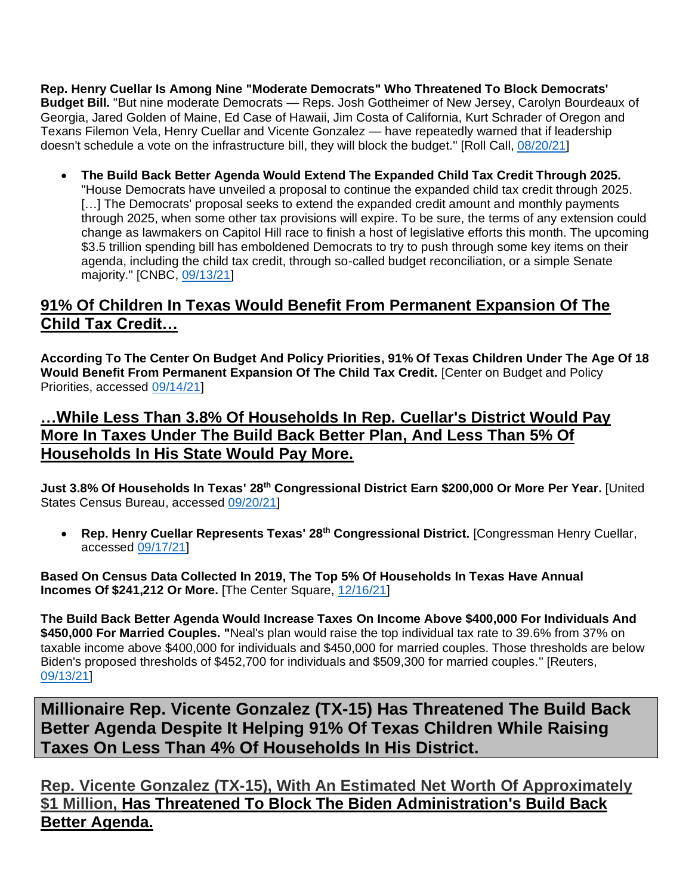**Rep. Henry Cuellar Is Among Nine "Moderate Democrats" Who Threatened To Block Democrats' Budget Bill.** "But nine moderate Democrats — Reps. Josh Gottheimer of New Jersey, Carolyn Bourdeaux of Georgia, Jared Golden of Maine, Ed Case of Hawaii, Jim Costa of California, Kurt Schrader of Oregon and Texans Filemon Vela, Henry Cuellar and Vicente Gonzalez — have repeatedly warned that if leadership doesn't schedule a vote on the infrastructure bill, they will block the budget." [Roll Call, 08/20/21]

- **The Build Back Better Agenda Would Extend The Expanded Child Tax Credit Through 2025.** "House Democrats have unveiled a proposal to continue the expanded child tax credit through 2025. […] The Democrats' proposal seeks to extend the expanded credit amount and monthly payments through 2025, when some other tax provisions will expire. To be sure, the terms of any extension could change as lawmakers on Capitol Hill race to finish a host of legislative efforts this month. The upcoming $3.5 trillion spending bill has emboldened Democrats to try to push through some key items on their agenda, including the child tax credit, through so-called budget reconciliation, or a simple Senate majority." [CNBC, 09/13/21]

## 91% Of Children In Texas Would Benefit From Permanent Expansion Of The Child Tax Credit…

**According To The Center On Budget And Policy Priorities, 91% Of Texas Children Under The Age Of 18 Would Benefit From Permanent Expansion Of The Child Tax Credit.** [Center on Budget and Policy Priorities, accessed 09/14/21]

## …While Less Than 3.8% Of Households In Rep. Cuellar's District Would Pay More In Taxes Under The Build Back Better Plan, And Less Than 5% Of Households In His State Would Pay More.

**Just 3.8% Of Households In Texas' 28th Congressional District Earn $200,000 Or More Per Year.** [United States Census Bureau, accessed 09/20/21]

- **Rep. Henry Cuellar Represents Texas' 28th Congressional District.** [Congressman Henry Cuellar, accessed 09/17/21]

**Based On Census Data Collected In 2019, The Top 5% Of Households In Texas Have Annual Incomes Of $241,212 Or More.** [The Center Square, 12/16/21]

**The Build Back Better Agenda Would Increase Taxes On Income Above $400,000 For Individuals And $450,000 For Married Couples.** "Neal's plan would raise the top individual tax rate to 39.6% from 37% on taxable income above $400,000 for individuals and $450,000 for married couples. Those thresholds are below Biden's proposed thresholds of $452,700 for individuals and $509,300 for married couples." [Reuters, 09/13/21]

# Millionaire Rep. Vicente Gonzalez (TX-15) Has Threatened The Build Back Better Agenda Despite It Helping 91% Of Texas Children While Raising Taxes On Less Than 4% Of Households In His District.

## Rep. Vicente Gonzalez (TX-15), With An Estimated Net Worth Of Approximately $1 Million, Has Threatened To Block The Biden Administration's Build Back Better Agenda.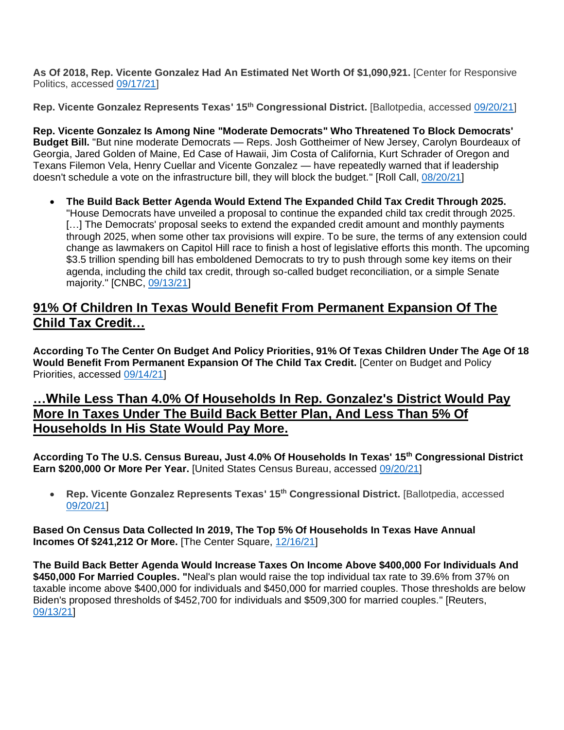**As Of 2018, Rep. Vicente Gonzalez Had An Estimated Net Worth Of $1,090,921.** [Center for Responsive Politics, accessed 09/17/21]

**Rep. Vicente Gonzalez Represents Texas' 15th Congressional District.** [Ballotpedia, accessed 09/20/21]

**Rep. Vicente Gonzalez Is Among Nine "Moderate Democrats" Who Threatened To Block Democrats' Budget Bill.** "But nine moderate Democrats — Reps. Josh Gottheimer of New Jersey, Carolyn Bourdeaux of Georgia, Jared Golden of Maine, Ed Case of Hawaii, Jim Costa of California, Kurt Schrader of Oregon and Texans Filemon Vela, Henry Cuellar and Vicente Gonzalez — have repeatedly warned that if leadership doesn't schedule a vote on the infrastructure bill, they will block the budget." [Roll Call, 08/20/21]

- **The Build Back Better Agenda Would Extend The Expanded Child Tax Credit Through 2025.** "House Democrats have unveiled a proposal to continue the expanded child tax credit through 2025. […] The Democrats' proposal seeks to extend the expanded credit amount and monthly payments through 2025, when some other tax provisions will expire. To be sure, the terms of any extension could change as lawmakers on Capitol Hill race to finish a host of legislative efforts this month. The upcoming $3.5 trillion spending bill has emboldened Democrats to try to push through some key items on their agenda, including the child tax credit, through so-called budget reconciliation, or a simple Senate majority." [CNBC, 09/13/21]

## 91% Of Children In Texas Would Benefit From Permanent Expansion Of The Child Tax Credit…

**According To The Center On Budget And Policy Priorities, 91% Of Texas Children Under The Age Of 18 Would Benefit From Permanent Expansion Of The Child Tax Credit.** [Center on Budget and Policy Priorities, accessed 09/14/21]

## …While Less Than 4.0% Of Households In Rep. Gonzalez's District Would Pay More In Taxes Under The Build Back Better Plan, And Less Than 5% Of Households In His State Would Pay More.

**According To The U.S. Census Bureau, Just 4.0% Of Households In Texas' 15th Congressional District Earn $200,000 Or More Per Year.** [United States Census Bureau, accessed 09/20/21]

- **Rep. Vicente Gonzalez Represents Texas' 15th Congressional District.** [Ballotpedia, accessed 09/20/21]

**Based On Census Data Collected In 2019, The Top 5% Of Households In Texas Have Annual Incomes Of $241,212 Or More.** [The Center Square, 12/16/21]

**The Build Back Better Agenda Would Increase Taxes On Income Above $400,000 For Individuals And $450,000 For Married Couples.** "Neal's plan would raise the top individual tax rate to 39.6% from 37% on taxable income above $400,000 for individuals and $450,000 for married couples. Those thresholds are below Biden's proposed thresholds of $452,700 for individuals and $509,300 for married couples." [Reuters, 09/13/21]